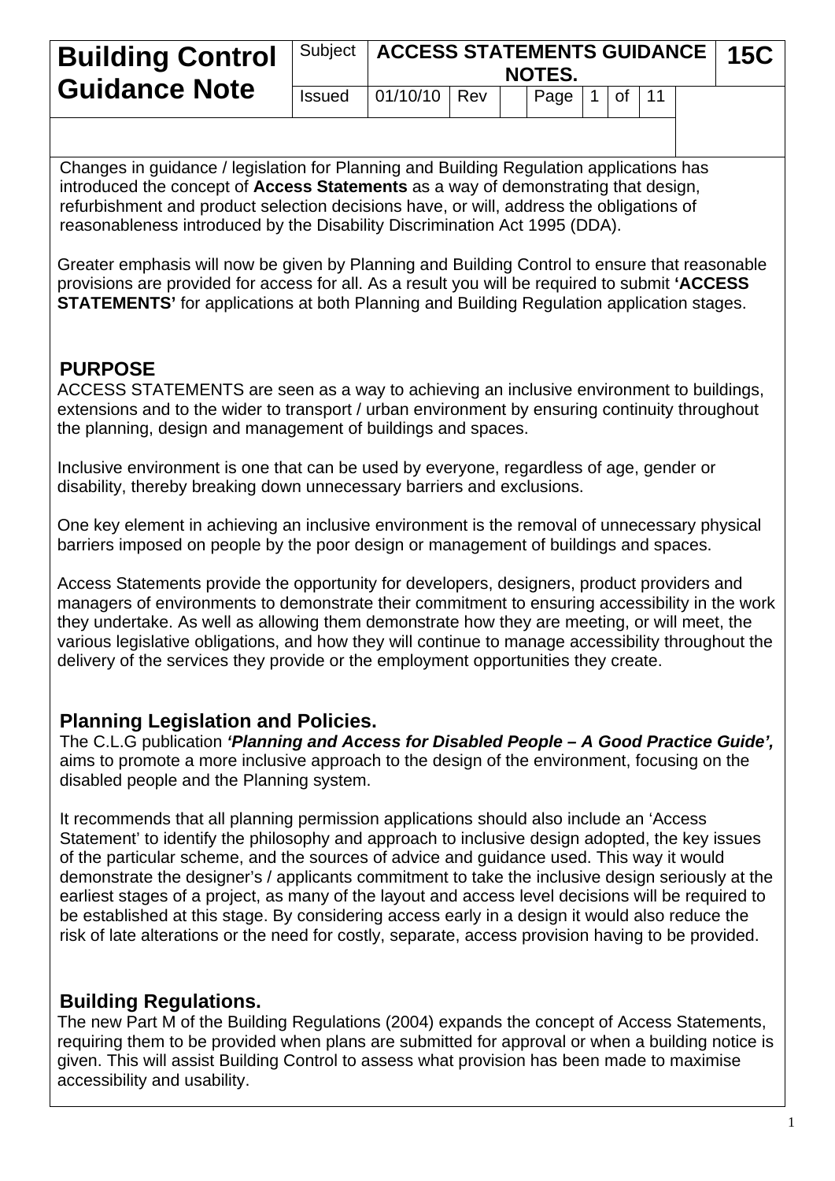# Building Control Guidance Note

| Subject | ACCESS STATEMENTS GUIDANCE NOTES. | | | | | | | 15C |
|---|---|---|---|---|---|---|---|---|
| Issued | 01/10/10 | Rev | | Page | 1 | of | 11 | |

Changes in guidance / legislation for Planning and Building Regulation applications has introduced the concept of **Access Statements** as a way of demonstrating that design, refurbishment and product selection decisions have, or will, address the obligations of reasonableness introduced by the Disability Discrimination Act 1995 (DDA).

Greater emphasis will now be given by Planning and Building Control to ensure that reasonable provisions are provided for access for all. As a result you will be required to submit **'ACCESS STATEMENTS'** for applications at both Planning and Building Regulation application stages.

## PURPOSE

ACCESS STATEMENTS are seen as a way to achieving an inclusive environment to buildings, extensions and to the wider to transport / urban environment by ensuring continuity throughout the planning, design and management of buildings and spaces.

Inclusive environment is one that can be used by everyone, regardless of age, gender or disability, thereby breaking down unnecessary barriers and exclusions.

One key element in achieving an inclusive environment is the removal of unnecessary physical barriers imposed on people by the poor design or management of buildings and spaces.

Access Statements provide the opportunity for developers, designers, product providers and managers of environments to demonstrate their commitment to ensuring accessibility in the work they undertake. As well as allowing them demonstrate how they are meeting, or will meet, the various legislative obligations, and how they will continue to manage accessibility throughout the delivery of the services they provide or the employment opportunities they create.

## Planning Legislation and Policies.

The C.L.G publication ***'Planning and Access for Disabled People – A Good Practice Guide',*** aims to promote a more inclusive approach to the design of the environment, focusing on the disabled people and the Planning system.

It recommends that all planning permission applications should also include an 'Access Statement' to identify the philosophy and approach to inclusive design adopted, the key issues of the particular scheme, and the sources of advice and guidance used. This way it would demonstrate the designer's / applicants commitment to take the inclusive design seriously at the earliest stages of a project, as many of the layout and access level decisions will be required to be established at this stage. By considering access early in a design it would also reduce the risk of late alterations or the need for costly, separate, access provision having to be provided.

## Building Regulations.

The new Part M of the Building Regulations (2004) expands the concept of Access Statements, requiring them to be provided when plans are submitted for approval or when a building notice is given. This will assist Building Control to assess what provision has been made to maximise accessibility and usability.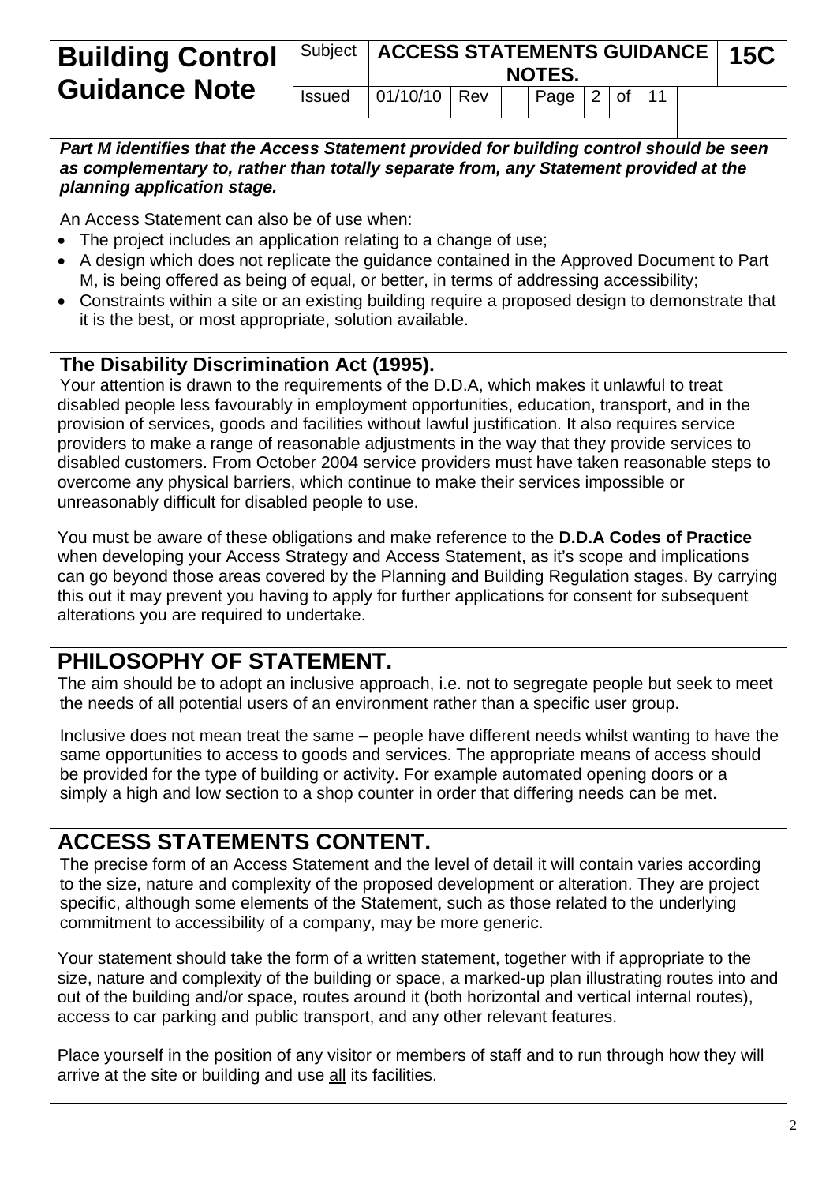***Part M identifies that the Access Statement provided for building control should be seen as complementary to, rather than totally separate from, any Statement provided at the planning application stage.***

An Access Statement can also be of use when:

- The project includes an application relating to a change of use;
- A design which does not replicate the guidance contained in the Approved Document to Part M, is being offered as being of equal, or better, in terms of addressing accessibility;
- Constraints within a site or an existing building require a proposed design to demonstrate that it is the best, or most appropriate, solution available.

### The Disability Discrimination Act (1995).

Your attention is drawn to the requirements of the D.D.A, which makes it unlawful to treat disabled people less favourably in employment opportunities, education, transport, and in the provision of services, goods and facilities without lawful justification. It also requires service providers to make a range of reasonable adjustments in the way that they provide services to disabled customers. From October 2004 service providers must have taken reasonable steps to overcome any physical barriers, which continue to make their services impossible or unreasonably difficult for disabled people to use.

You must be aware of these obligations and make reference to the **D.D.A Codes of Practice** when developing your Access Strategy and Access Statement, as it's scope and implications can go beyond those areas covered by the Planning and Building Regulation stages. By carrying this out it may prevent you having to apply for further applications for consent for subsequent alterations you are required to undertake.

## PHILOSOPHY OF STATEMENT.

The aim should be to adopt an inclusive approach, i.e. not to segregate people but seek to meet the needs of all potential users of an environment rather than a specific user group.

Inclusive does not mean treat the same – people have different needs whilst wanting to have the same opportunities to access to goods and services. The appropriate means of access should be provided for the type of building or activity. For example automated opening doors or a simply a high and low section to a shop counter in order that differing needs can be met.

## ACCESS STATEMENTS CONTENT.

The precise form of an Access Statement and the level of detail it will contain varies according to the size, nature and complexity of the proposed development or alteration. They are project specific, although some elements of the Statement, such as those related to the underlying commitment to accessibility of a company, may be more generic.

Your statement should take the form of a written statement, together with if appropriate to the size, nature and complexity of the building or space, a marked-up plan illustrating routes into and out of the building and/or space, routes around it (both horizontal and vertical internal routes), access to car parking and public transport, and any other relevant features.

Place yourself in the position of any visitor or members of staff and to run through how they will arrive at the site or building and use <u>all</u> its facilities.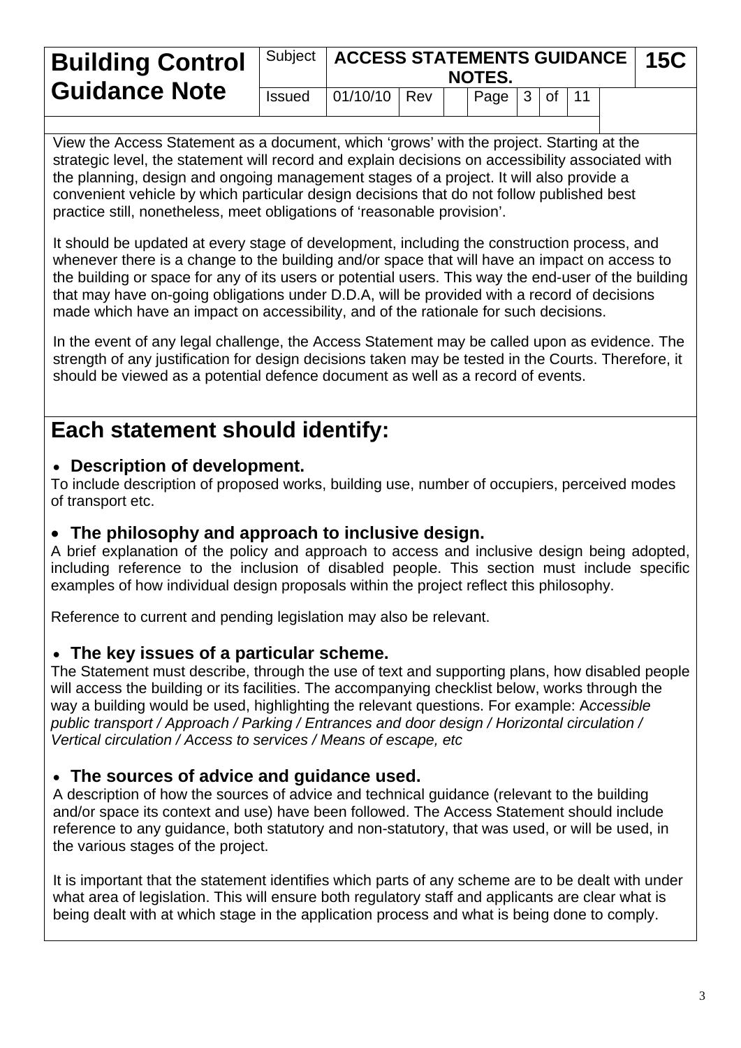View the Access Statement as a document, which 'grows' with the project. Starting at the strategic level, the statement will record and explain decisions on accessibility associated with the planning, design and ongoing management stages of a project. It will also provide a convenient vehicle by which particular design decisions that do not follow published best practice still, nonetheless, meet obligations of 'reasonable provision'.

It should be updated at every stage of development, including the construction process, and whenever there is a change to the building and/or space that will have an impact on access to the building or space for any of its users or potential users. This way the end-user of the building that may have on-going obligations under D.D.A, will be provided with a record of decisions made which have an impact on accessibility, and of the rationale for such decisions.

In the event of any legal challenge, the Access Statement may be called upon as evidence. The strength of any justification for design decisions taken may be tested in the Courts. Therefore, it should be viewed as a potential defence document as well as a record of events.

# Each statement should identify:

- **Description of development.**

To include description of proposed works, building use, number of occupiers, perceived modes of transport etc.

- **The philosophy and approach to inclusive design.**

A brief explanation of the policy and approach to access and inclusive design being adopted, including reference to the inclusion of disabled people. This section must include specific examples of how individual design proposals within the project reflect this philosophy.

Reference to current and pending legislation may also be relevant.

- **The key issues of a particular scheme.**

The Statement must describe, through the use of text and supporting plans, how disabled people will access the building or its facilities. The accompanying checklist below, works through the way a building would be used, highlighting the relevant questions. For example: *Accessible public transport / Approach / Parking / Entrances and door design / Horizontal circulation / Vertical circulation / Access to services / Means of escape, etc*

- **The sources of advice and guidance used.**

A description of how the sources of advice and technical guidance (relevant to the building and/or space its context and use) have been followed. The Access Statement should include reference to any guidance, both statutory and non-statutory, that was used, or will be used, in the various stages of the project.

It is important that the statement identifies which parts of any scheme are to be dealt with under what area of legislation. This will ensure both regulatory staff and applicants are clear what is being dealt with at which stage in the application process and what is being done to comply.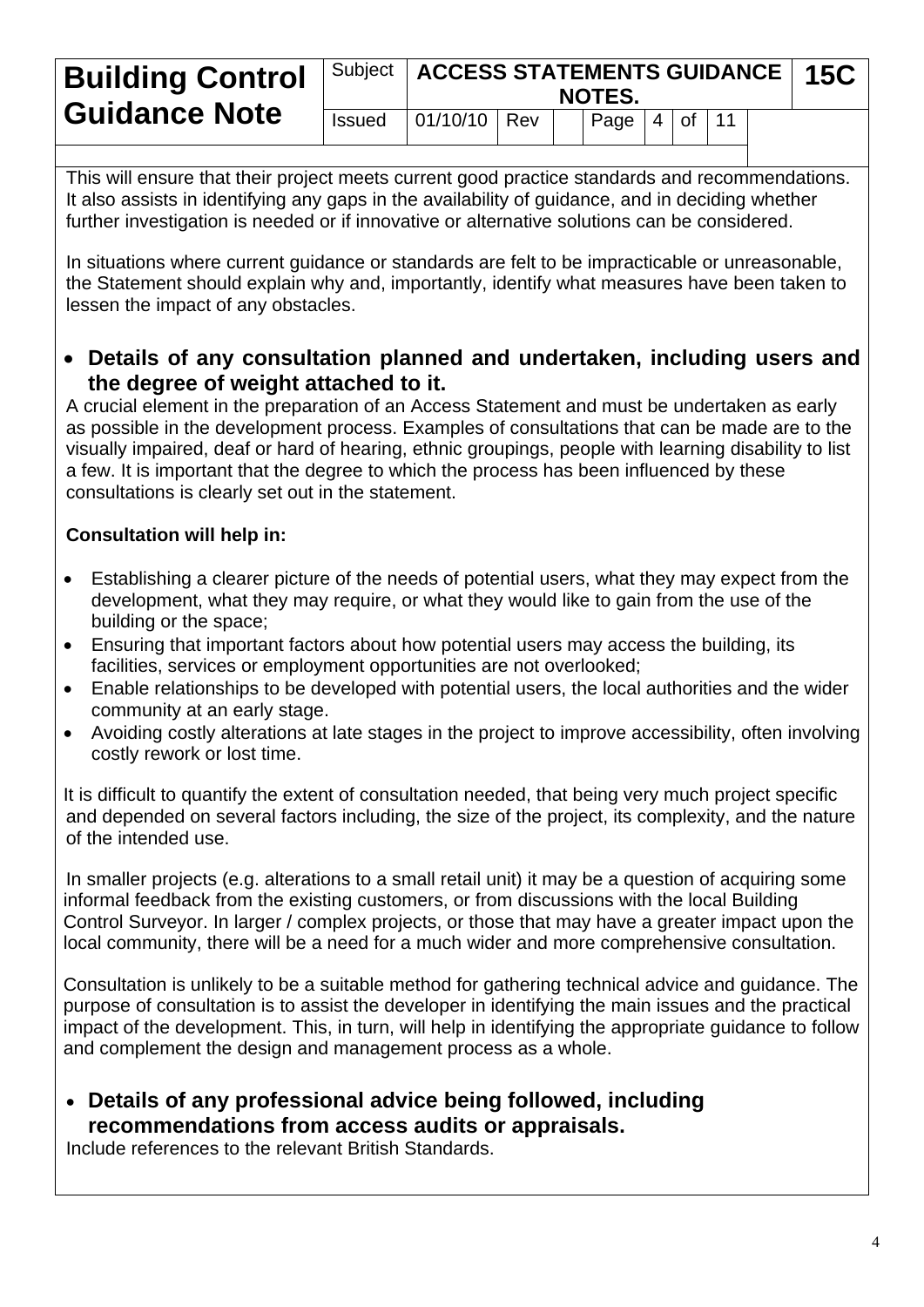This will ensure that their project meets current good practice standards and recommendations. It also assists in identifying any gaps in the availability of guidance, and in deciding whether further investigation is needed or if innovative or alternative solutions can be considered.

In situations where current guidance or standards are felt to be impracticable or unreasonable, the Statement should explain why and, importantly, identify what measures have been taken to lessen the impact of any obstacles.

- **Details of any consultation planned and undertaken, including users and the degree of weight attached to it.**

A crucial element in the preparation of an Access Statement and must be undertaken as early as possible in the development process. Examples of consultations that can be made are to the visually impaired, deaf or hard of hearing, ethnic groupings, people with learning disability to list a few. It is important that the degree to which the process has been influenced by these consultations is clearly set out in the statement.

**Consultation will help in:**

- Establishing a clearer picture of the needs of potential users, what they may expect from the development, what they may require, or what they would like to gain from the use of the building or the space;
- Ensuring that important factors about how potential users may access the building, its facilities, services or employment opportunities are not overlooked;
- Enable relationships to be developed with potential users, the local authorities and the wider community at an early stage.
- Avoiding costly alterations at late stages in the project to improve accessibility, often involving costly rework or lost time.

It is difficult to quantify the extent of consultation needed, that being very much project specific and depended on several factors including, the size of the project, its complexity, and the nature of the intended use.

In smaller projects (e.g. alterations to a small retail unit) it may be a question of acquiring some informal feedback from the existing customers, or from discussions with the local Building Control Surveyor. In larger / complex projects, or those that may have a greater impact upon the local community, there will be a need for a much wider and more comprehensive consultation.

Consultation is unlikely to be a suitable method for gathering technical advice and guidance. The purpose of consultation is to assist the developer in identifying the main issues and the practical impact of the development. This, in turn, will help in identifying the appropriate guidance to follow and complement the design and management process as a whole.

- **Details of any professional advice being followed, including recommendations from access audits or appraisals.**

Include references to the relevant British Standards.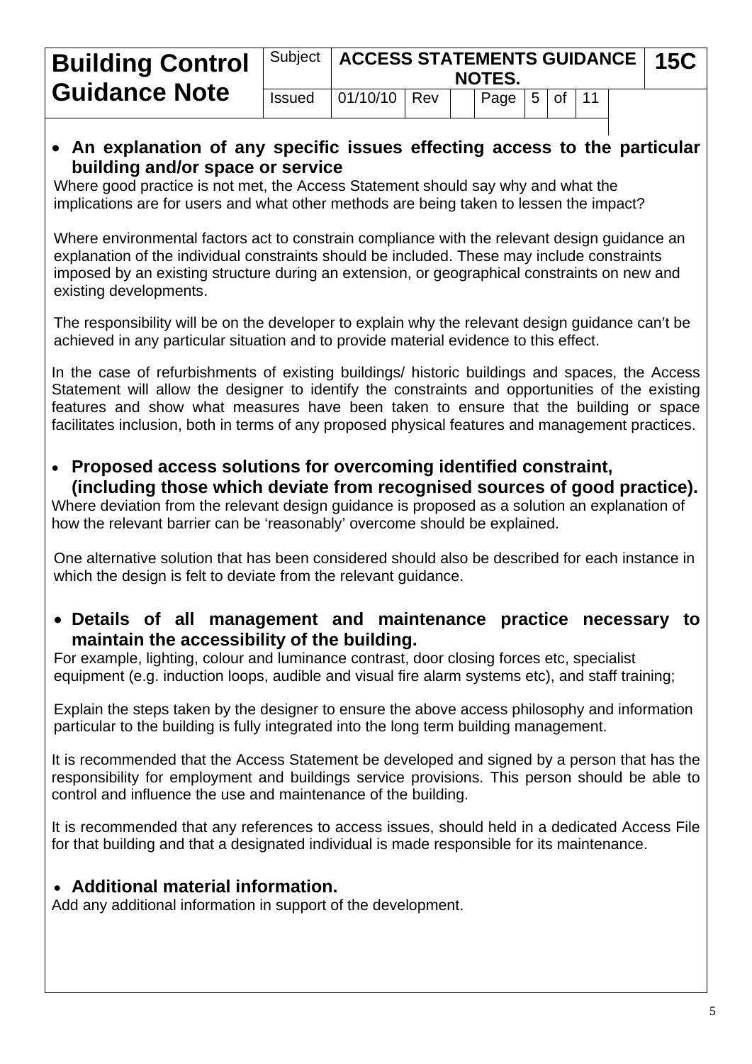- **An explanation of any specific issues effecting access to the particular building and/or space or service**

Where good practice is not met, the Access Statement should say why and what the implications are for users and what other methods are being taken to lessen the impact?

Where environmental factors act to constrain compliance with the relevant design guidance an explanation of the individual constraints should be included. These may include constraints imposed by an existing structure during an extension, or geographical constraints on new and existing developments.

The responsibility will be on the developer to explain why the relevant design guidance can't be achieved in any particular situation and to provide material evidence to this effect.

In the case of refurbishments of existing buildings/ historic buildings and spaces, the Access Statement will allow the designer to identify the constraints and opportunities of the existing features and show what measures have been taken to ensure that the building or space facilitates inclusion, both in terms of any proposed physical features and management practices.

- **Proposed access solutions for overcoming identified constraint, (including those which deviate from recognised sources of good practice).**

Where deviation from the relevant design guidance is proposed as a solution an explanation of how the relevant barrier can be 'reasonably' overcome should be explained.

One alternative solution that has been considered should also be described for each instance in which the design is felt to deviate from the relevant guidance.

- **Details of all management and maintenance practice necessary to maintain the accessibility of the building.**

For example, lighting, colour and luminance contrast, door closing forces etc, specialist equipment (e.g. induction loops, audible and visual fire alarm systems etc), and staff training;

Explain the steps taken by the designer to ensure the above access philosophy and information particular to the building is fully integrated into the long term building management.

It is recommended that the Access Statement be developed and signed by a person that has the responsibility for employment and buildings service provisions. This person should be able to control and influence the use and maintenance of the building.

It is recommended that any references to access issues, should held in a dedicated Access File for that building and that a designated individual is made responsible for its maintenance.

- **Additional material information.**

Add any additional information in support of the development.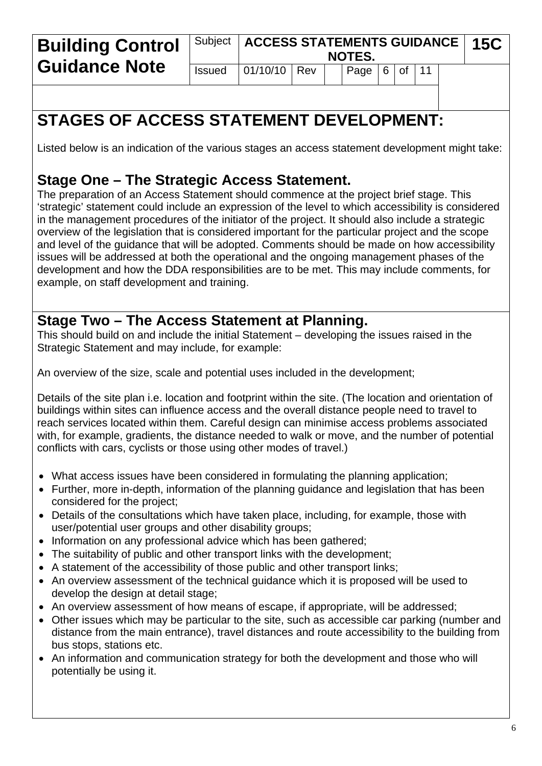# STAGES OF ACCESS STATEMENT DEVELOPMENT:

Listed below is an indication of the various stages an access statement development might take:

## Stage One – The Strategic Access Statement.

The preparation of an Access Statement should commence at the project brief stage. This 'strategic' statement could include an expression of the level to which accessibility is considered in the management procedures of the initiator of the project. It should also include a strategic overview of the legislation that is considered important for the particular project and the scope and level of the guidance that will be adopted. Comments should be made on how accessibility issues will be addressed at both the operational and the ongoing management phases of the development and how the DDA responsibilities are to be met. This may include comments, for example, on staff development and training.

## Stage Two – The Access Statement at Planning.

This should build on and include the initial Statement – developing the issues raised in the Strategic Statement and may include, for example:

An overview of the size, scale and potential uses included in the development;

Details of the site plan i.e. location and footprint within the site. (The location and orientation of buildings within sites can influence access and the overall distance people need to travel to reach services located within them. Careful design can minimise access problems associated with, for example, gradients, the distance needed to walk or move, and the number of potential conflicts with cars, cyclists or those using other modes of travel.)

- What access issues have been considered in formulating the planning application;
- Further, more in-depth, information of the planning guidance and legislation that has been considered for the project;
- Details of the consultations which have taken place, including, for example, those with user/potential user groups and other disability groups;
- Information on any professional advice which has been gathered;
- The suitability of public and other transport links with the development;
- A statement of the accessibility of those public and other transport links;
- An overview assessment of the technical guidance which it is proposed will be used to develop the design at detail stage;
- An overview assessment of how means of escape, if appropriate, will be addressed;
- Other issues which may be particular to the site, such as accessible car parking (number and distance from the main entrance), travel distances and route accessibility to the building from bus stops, stations etc.
- An information and communication strategy for both the development and those who will potentially be using it.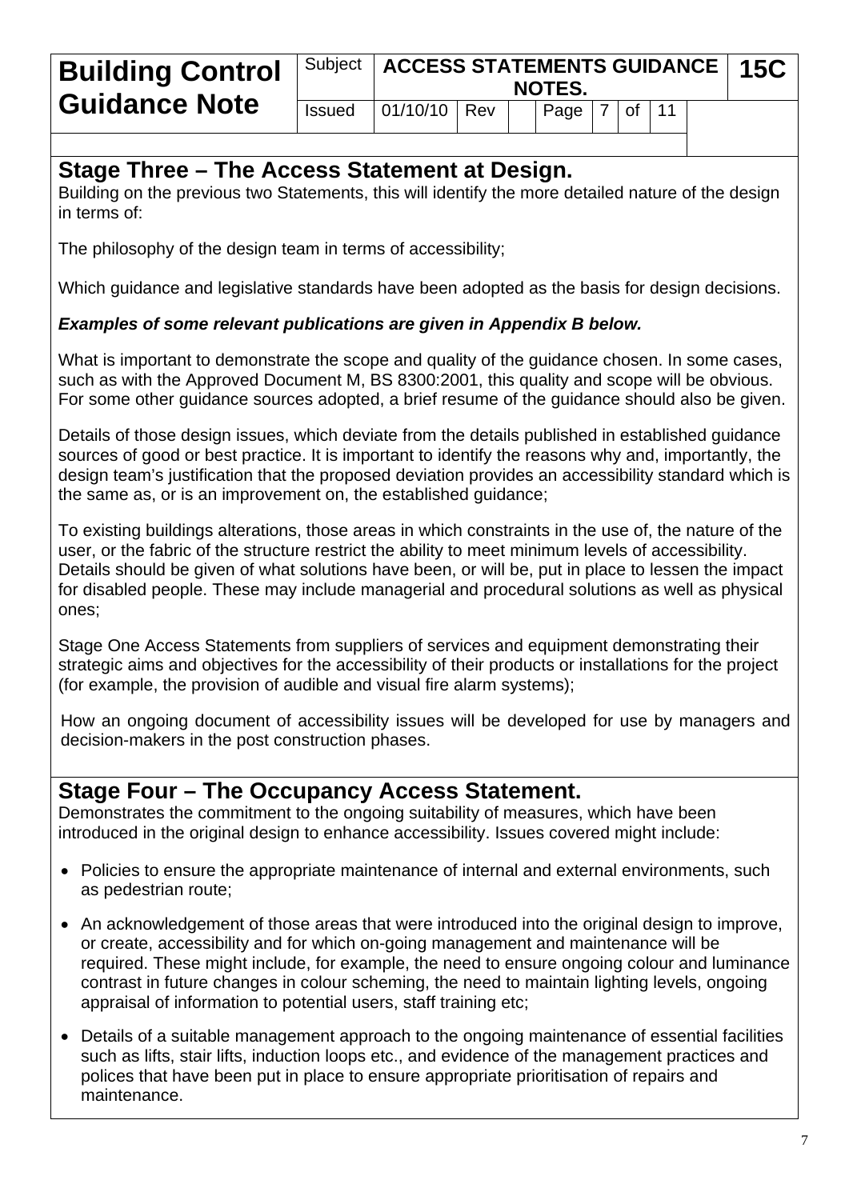## Stage Three – The Access Statement at Design.

Building on the previous two Statements, this will identify the more detailed nature of the design in terms of:

The philosophy of the design team in terms of accessibility;

Which guidance and legislative standards have been adopted as the basis for design decisions.

***Examples of some relevant publications are given in Appendix B below.***

What is important to demonstrate the scope and quality of the guidance chosen. In some cases, such as with the Approved Document M, BS 8300:2001, this quality and scope will be obvious. For some other guidance sources adopted, a brief resume of the guidance should also be given.

Details of those design issues, which deviate from the details published in established guidance sources of good or best practice. It is important to identify the reasons why and, importantly, the design team's justification that the proposed deviation provides an accessibility standard which is the same as, or is an improvement on, the established guidance;

To existing buildings alterations, those areas in which constraints in the use of, the nature of the user, or the fabric of the structure restrict the ability to meet minimum levels of accessibility. Details should be given of what solutions have been, or will be, put in place to lessen the impact for disabled people. These may include managerial and procedural solutions as well as physical ones;

Stage One Access Statements from suppliers of services and equipment demonstrating their strategic aims and objectives for the accessibility of their products or installations for the project (for example, the provision of audible and visual fire alarm systems);

How an ongoing document of accessibility issues will be developed for use by managers and decision-makers in the post construction phases.

## Stage Four – The Occupancy Access Statement.

Demonstrates the commitment to the ongoing suitability of measures, which have been introduced in the original design to enhance accessibility. Issues covered might include:

- Policies to ensure the appropriate maintenance of internal and external environments, such as pedestrian route;
- An acknowledgement of those areas that were introduced into the original design to improve, or create, accessibility and for which on-going management and maintenance will be required. These might include, for example, the need to ensure ongoing colour and luminance contrast in future changes in colour scheming, the need to maintain lighting levels, ongoing appraisal of information to potential users, staff training etc;
- Details of a suitable management approach to the ongoing maintenance of essential facilities such as lifts, stair lifts, induction loops etc., and evidence of the management practices and polices that have been put in place to ensure appropriate prioritisation of repairs and maintenance.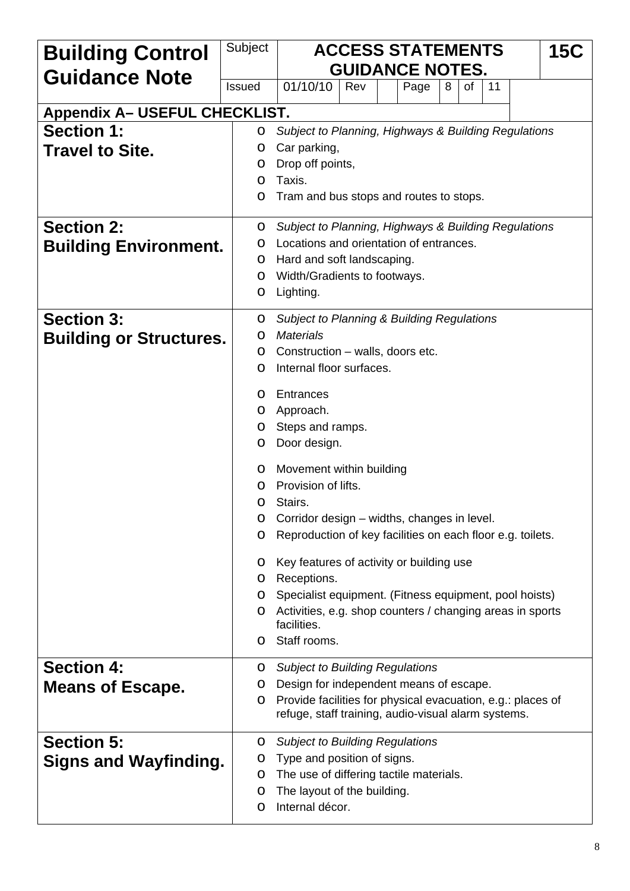| Building Control Guidance Note | Subject | ACCESS STATEMENTS GUIDANCE NOTES. | 15C |
|---|---|---|---|
| | Issued | 01/10/10 | Rev |

## Appendix A– USEFUL CHECKLIST.

| Section | Checklist |
|---|---|
| **Section 1: Travel to Site.** | o *Subject to Planning, Highways & Building Regulations*<br>o Car parking,<br>o Drop off points,<br>o Taxis.<br>o Tram and bus stops and routes to stops. |
| **Section 2: Building Environment.** | o *Subject to Planning, Highways & Building Regulations*<br>o Locations and orientation of entrances.<br>o Hard and soft landscaping.<br>o Width/Gradients to footways.<br>o Lighting. |
| **Section 3: Building or Structures.** | o *Subject to Planning & Building Regulations*<br>o *Materials*<br>o Construction – walls, doors etc.<br>o Internal floor surfaces.<br><br>o Entrances<br>o Approach.<br>o Steps and ramps.<br>o Door design.<br><br>o Movement within building<br>o Provision of lifts.<br>o Stairs.<br>o Corridor design – widths, changes in level.<br>o Reproduction of key facilities on each floor e.g. toilets.<br><br>o Key features of activity or building use<br>o Receptions.<br>o Specialist equipment. (Fitness equipment, pool hoists)<br>o Activities, e.g. shop counters / changing areas in sports facilities.<br>o Staff rooms. |
| **Section 4: Means of Escape.** | o *Subject to Building Regulations*<br>o Design for independent means of escape.<br>o Provide facilities for physical evacuation, e.g.: places of refuge, staff training, audio-visual alarm systems. |
| **Section 5: Signs and Wayfinding.** | o *Subject to Building Regulations*<br>o Type and position of signs.<br>o The use of differing tactile materials.<br>o The layout of the building.<br>o Internal décor. |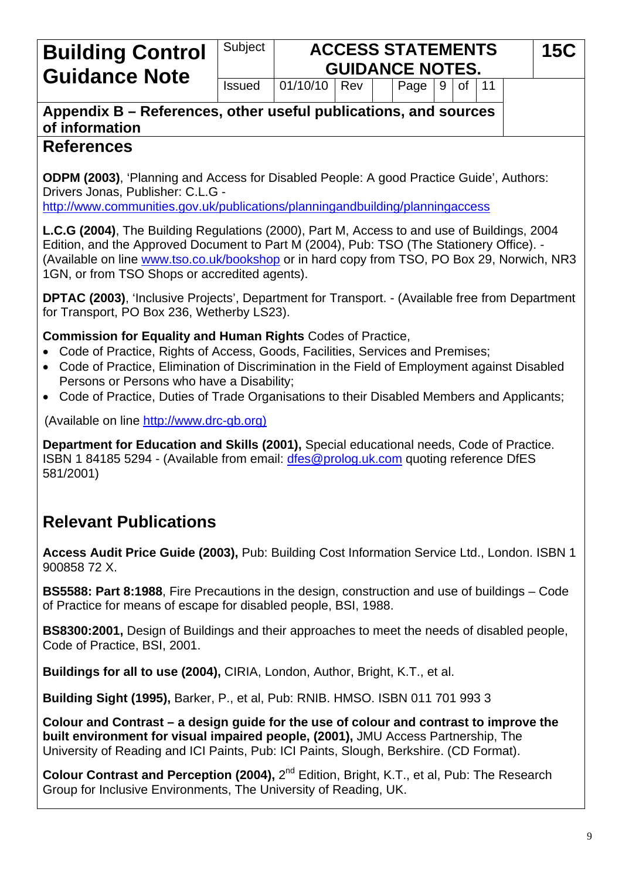## Appendix B – References, other useful publications, and sources of information

## References

**ODPM (2003)**, 'Planning and Access for Disabled People: A good Practice Guide', Authors: Drivers Jonas, Publisher: C.L.G - http://www.communities.gov.uk/publications/planningandbuilding/planningaccess

**L.C.G (2004)**, The Building Regulations (2000), Part M, Access to and use of Buildings, 2004 Edition, and the Approved Document to Part M (2004), Pub: TSO (The Stationery Office). - (Available on line www.tso.co.uk/bookshop or in hard copy from TSO, PO Box 29, Norwich, NR3 1GN, or from TSO Shops or accredited agents).

**DPTAC (2003)**, 'Inclusive Projects', Department for Transport. - (Available free from Department for Transport, PO Box 236, Wetherby LS23).

**Commission for Equality and Human Rights** Codes of Practice,

- Code of Practice, Rights of Access, Goods, Facilities, Services and Premises;
- Code of Practice, Elimination of Discrimination in the Field of Employment against Disabled Persons or Persons who have a Disability;
- Code of Practice, Duties of Trade Organisations to their Disabled Members and Applicants;

(Available on line http://www.drc-gb.org)

**Department for Education and Skills (2001),** Special educational needs, Code of Practice. ISBN 1 84185 5294 - (Available from email: dfes@prolog.uk.com quoting reference DfES 581/2001)

## Relevant Publications

**Access Audit Price Guide (2003),** Pub: Building Cost Information Service Ltd., London. ISBN 1 900858 72 X.

**BS5588: Part 8:1988**, Fire Precautions in the design, construction and use of buildings – Code of Practice for means of escape for disabled people, BSI, 1988.

**BS8300:2001,** Design of Buildings and their approaches to meet the needs of disabled people, Code of Practice, BSI, 2001.

**Buildings for all to use (2004),** CIRIA, London, Author, Bright, K.T., et al.

**Building Sight (1995),** Barker, P., et al, Pub: RNIB. HMSO. ISBN 011 701 993 3

**Colour and Contrast – a design guide for the use of colour and contrast to improve the built environment for visual impaired people, (2001),** JMU Access Partnership, The University of Reading and ICI Paints, Pub: ICI Paints, Slough, Berkshire. (CD Format).

**Colour Contrast and Perception (2004),** 2nd Edition, Bright, K.T., et al, Pub: The Research Group for Inclusive Environments, The University of Reading, UK.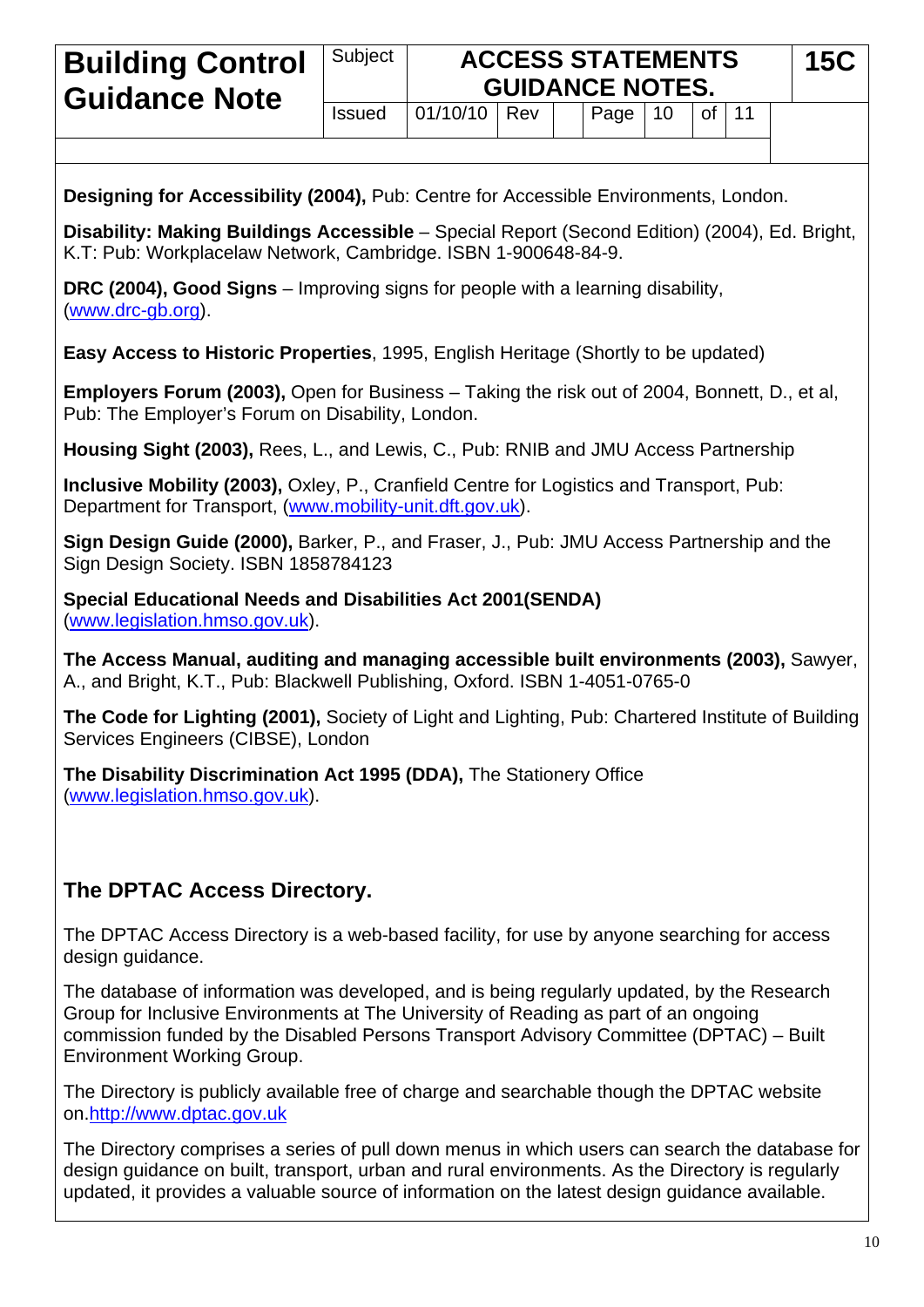**Designing for Accessibility (2004),** Pub: Centre for Accessible Environments, London.

**Disability: Making Buildings Accessible** – Special Report (Second Edition) (2004), Ed. Bright, K.T: Pub: Workplacelaw Network, Cambridge. ISBN 1-900648-84-9.

**DRC (2004), Good Signs** – Improving signs for people with a learning disability, (www.drc-gb.org).

**Easy Access to Historic Properties**, 1995, English Heritage (Shortly to be updated)

**Employers Forum (2003),** Open for Business – Taking the risk out of 2004, Bonnett, D., et al, Pub: The Employer's Forum on Disability, London.

**Housing Sight (2003),** Rees, L., and Lewis, C., Pub: RNIB and JMU Access Partnership

**Inclusive Mobility (2003),** Oxley, P., Cranfield Centre for Logistics and Transport, Pub: Department for Transport, (www.mobility-unit.dft.gov.uk).

**Sign Design Guide (2000),** Barker, P., and Fraser, J., Pub: JMU Access Partnership and the Sign Design Society. ISBN 1858784123

**Special Educational Needs and Disabilities Act 2001(SENDA)** (www.legislation.hmso.gov.uk).

**The Access Manual, auditing and managing accessible built environments (2003),** Sawyer, A., and Bright, K.T., Pub: Blackwell Publishing, Oxford. ISBN 1-4051-0765-0

**The Code for Lighting (2001),** Society of Light and Lighting, Pub: Chartered Institute of Building Services Engineers (CIBSE), London

**The Disability Discrimination Act 1995 (DDA),** The Stationery Office (www.legislation.hmso.gov.uk).

## The DPTAC Access Directory.

The DPTAC Access Directory is a web-based facility, for use by anyone searching for access design guidance.

The database of information was developed, and is being regularly updated, by the Research Group for Inclusive Environments at The University of Reading as part of an ongoing commission funded by the Disabled Persons Transport Advisory Committee (DPTAC) – Built Environment Working Group.

The Directory is publicly available free of charge and searchable though the DPTAC website on.http://www.dptac.gov.uk

The Directory comprises a series of pull down menus in which users can search the database for design guidance on built, transport, urban and rural environments. As the Directory is regularly updated, it provides a valuable source of information on the latest design guidance available.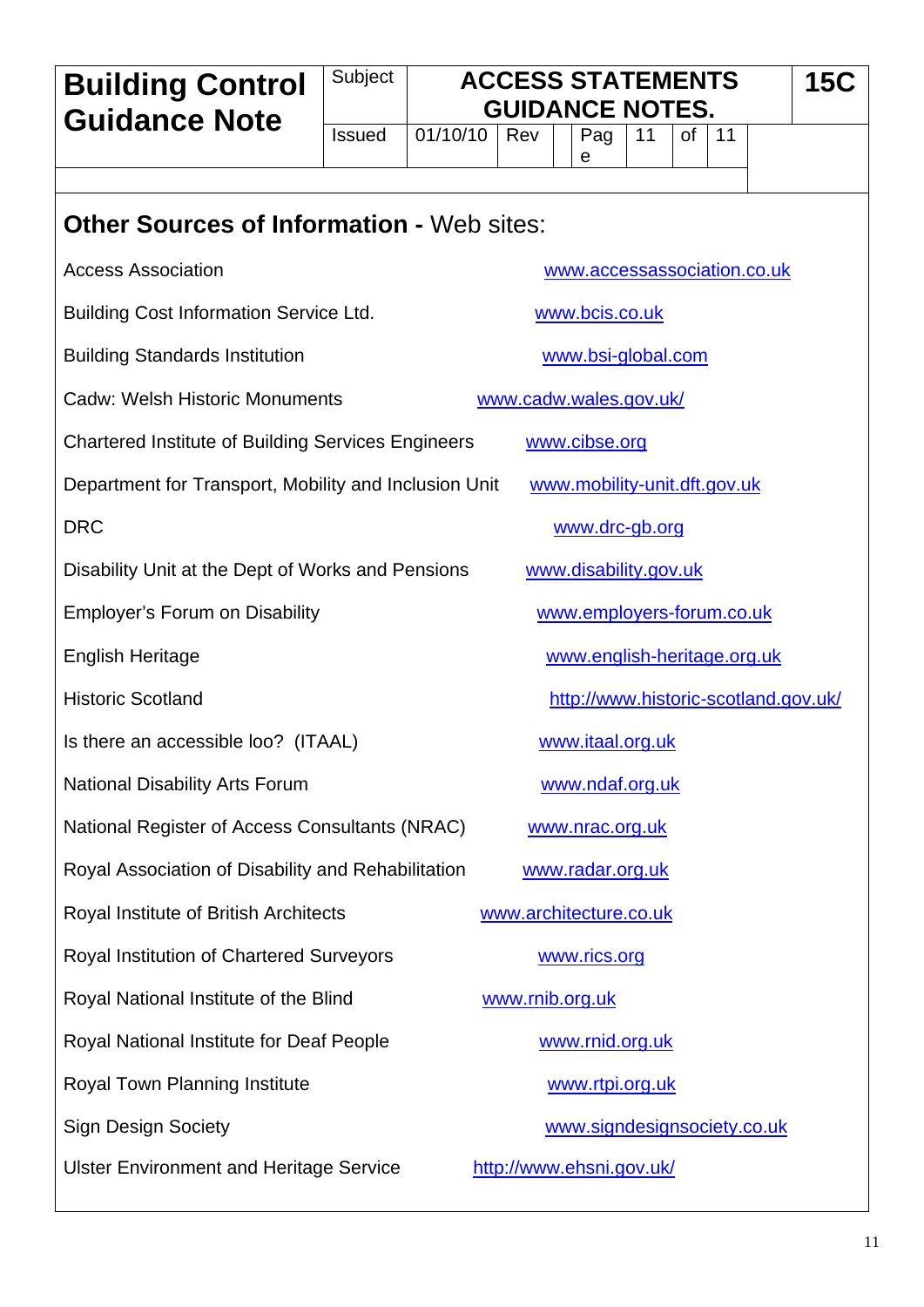## Other Sources of Information - Web sites:

| | |
|---|---|
| Access Association | www.accessassociation.co.uk |
| Building Cost Information Service Ltd. | www.bcis.co.uk |
| Building Standards Institution | www.bsi-global.com |
| Cadw: Welsh Historic Monuments | www.cadw.wales.gov.uk/ |
| Chartered Institute of Building Services Engineers | www.cibse.org |
| Department for Transport, Mobility and Inclusion Unit | www.mobility-unit.dft.gov.uk |
| DRC | www.drc-gb.org |
| Disability Unit at the Dept of Works and Pensions | www.disability.gov.uk |
| Employer's Forum on Disability | www.employers-forum.co.uk |
| English Heritage | www.english-heritage.org.uk |
| Historic Scotland | http://www.historic-scotland.gov.uk/ |
| Is there an accessible loo? (ITAAL) | www.itaal.org.uk |
| National Disability Arts Forum | www.ndaf.org.uk |
| National Register of Access Consultants (NRAC) | www.nrac.org.uk |
| Royal Association of Disability and Rehabilitation | www.radar.org.uk |
| Royal Institute of British Architects | www.architecture.co.uk |
| Royal Institution of Chartered Surveyors | www.rics.org |
| Royal National Institute of the Blind | www.rnib.org.uk |
| Royal National Institute for Deaf People | www.rnid.org.uk |
| Royal Town Planning Institute | www.rtpi.org.uk |
| Sign Design Society | www.signdesignsociety.co.uk |
| Ulster Environment and Heritage Service | http://www.ehsni.gov.uk/ |